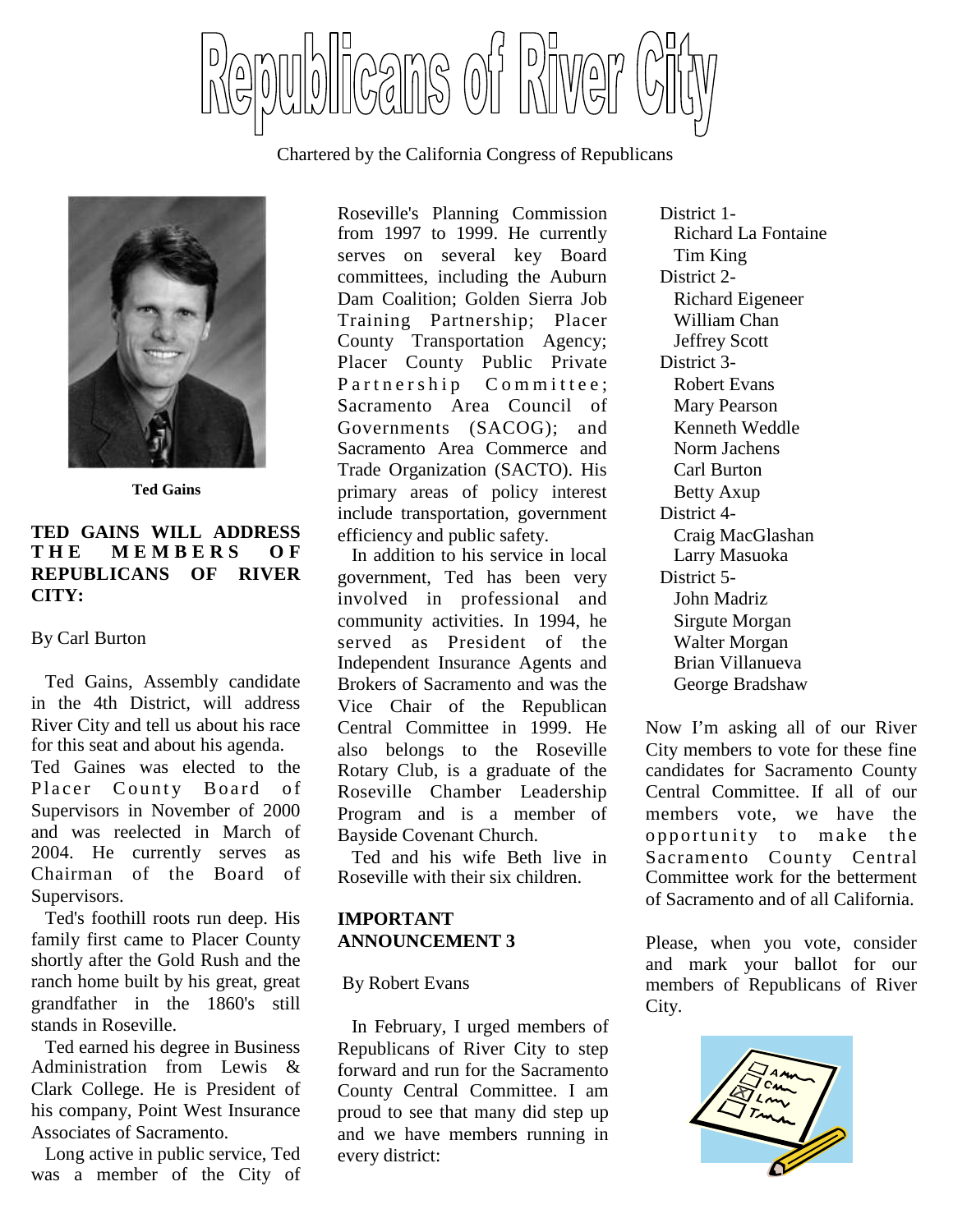# Republicans of River City

Chartered by the California Congress of Republicans

**Ted Gains**

**TED GAINS WILL ADDRESS THE MEMBERS OF REPUBLICANS OF RIVER CITY:**

By Carl Burton

Ted Gains, Assembly candidate in the 4th District, will address River City and tell us about his race for this seat and about his agenda. Ted Gaines was elected to the Placer County Board of Supervisors in November of 2000 and was reelected in March of 2004. He currently serves as Chairman of the Board of Supervisors.

Ted's foothill roots run deep. His family first came to Placer County shortly after the Gold Rush and the ranch home built by his great, great grandfather in the 1860's still stands in Roseville.

Ted earned his degree in Business Administration from Lewis & Clark College. He is President of his company, Point West Insurance Associates of Sacramento.

Long active in public service, Ted was a member of the City of Roseville's Planning Commission from 1997 to 1999. He currently serves on several key Board committees, including the Auburn Dam Coalition; Golden Sierra Job Training Partnership; Placer County Transportation Agency; Placer County Public Private Partnership Committee; Sacramento Area Council of Governments (SACOG); and Sacramento Area Commerce and Trade Organization (SACTO). His primary areas of policy interest include transportation, government efficiency and public safety.

In addition to his service in local government, Ted has been very involved in professional and community activities. In 1994, he served as President of the Independent Insurance Agents and Brokers of Sacramento and was the Vice Chair of the Republican Central Committee in 1999. He also belongs to the Roseville Rotary Club, is a graduate of the Roseville Chamber Leadership Program and is a member of Bayside Covenant Church.

Ted and his wife Beth live in Roseville with their six children.

**IMPORTANT ANNOUNCEMENT 3**

By Robert Evans

In February, I urged members of Republicans of River City to step forward and run for the Sacramento County Central Committee. I am proud to see that many did step up and we have members running in every district:

District 1-
- Richard La Fontaine
- Tim King

District 2-
- Richard Eigeneer
- William Chan
- Jeffrey Scott

District 3-
- Robert Evans
- Mary Pearson
- Kenneth Weddle
- Norm Jachens
- Carl Burton
- Betty Axup

District 4-
- Craig MacGlashan
- Larry Masuoka

District 5-
- John Madriz
- Sirgute Morgan
- Walter Morgan
- Brian Villanueva
- George Bradshaw

Now I'm asking all of our River City members to vote for these fine candidates for Sacramento County Central Committee. If all of our members vote, we have the opportunity to make the Sacramento County Central Committee work for the betterment of Sacramento and of all California.

Please, when you vote, consider and mark your ballot for our members of Republicans of River City.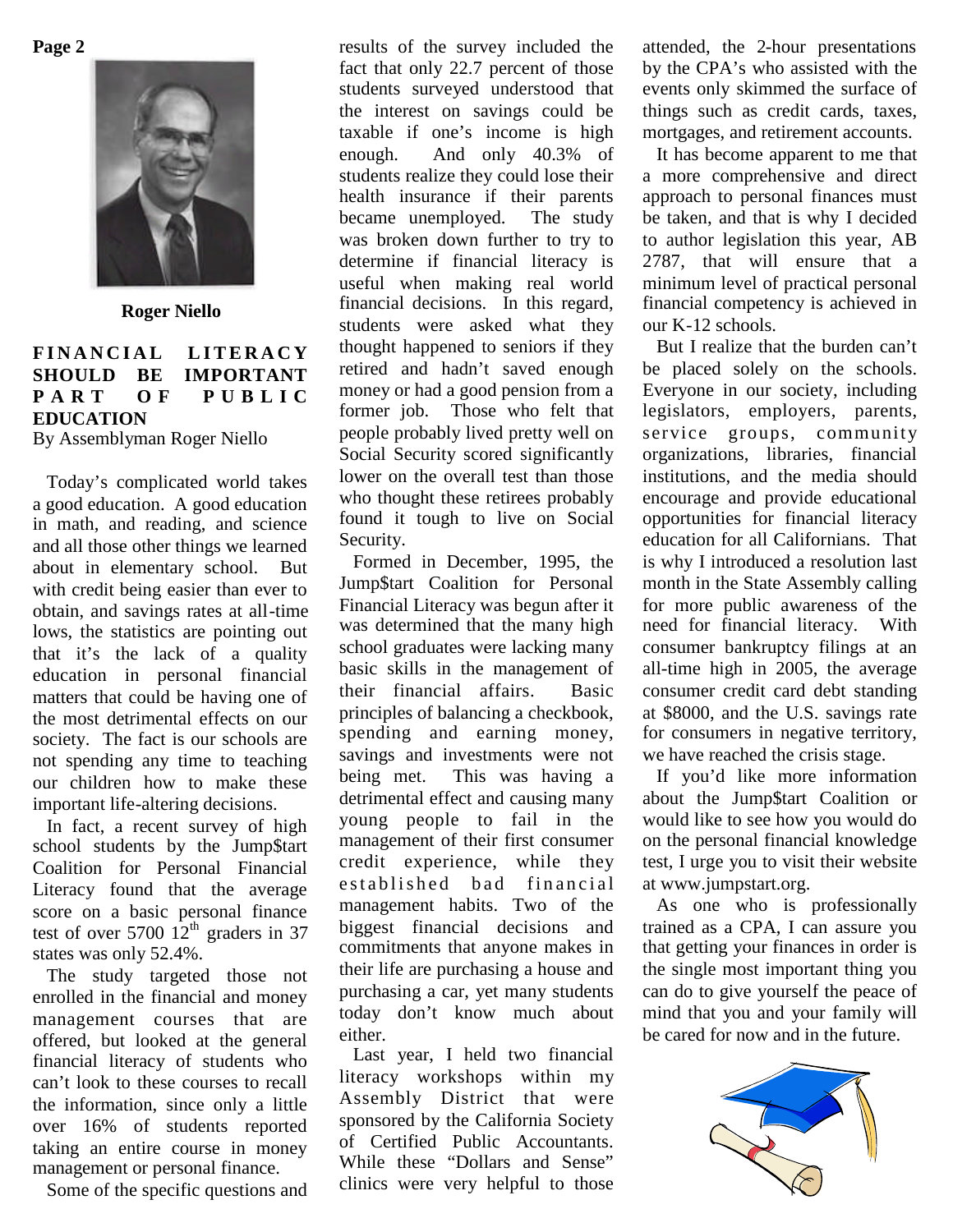Roger Niello

## FINANCIAL LITERACY SHOULD BE IMPORTANT PART OF PUBLIC EDUCATION

By Assemblyman Roger Niello

Today's complicated world takes a good education. A good education in math, and reading, and science and all those other things we learned about in elementary school. But with credit being easier than ever to obtain, and savings rates at all-time lows, the statistics are pointing out that it's the lack of a quality education in personal financial matters that could be having one of the most detrimental effects on our society. The fact is our schools are not spending any time to teaching our children how to make these important life-altering decisions.

In fact, a recent survey of high school students by the Jump$tart Coalition for Personal Financial Literacy found that the average score on a basic personal finance test of over 5700 12th graders in 37 states was only 52.4%.

The study targeted those not enrolled in the financial and money management courses that are offered, but looked at the general financial literacy of students who can't look to these courses to recall the information, since only a little over 16% of students reported taking an entire course in money management or personal finance.

Some of the specific questions and results of the survey included the fact that only 22.7 percent of those students surveyed understood that the interest on savings could be taxable if one's income is high enough. And only 40.3% of students realize they could lose their health insurance if their parents became unemployed. The study was broken down further to try to determine if financial literacy is useful when making real world financial decisions. In this regard, students were asked what they thought happened to seniors if they retired and hadn't saved enough money or had a good pension from a former job. Those who felt that people probably lived pretty well on Social Security scored significantly lower on the overall test than those who thought these retirees probably found it tough to live on Social Security.

Formed in December, 1995, the Jump$tart Coalition for Personal Financial Literacy was begun after it was determined that the many high school graduates were lacking many basic skills in the management of their financial affairs. Basic principles of balancing a checkbook, spending and earning money, savings and investments were not being met. This was having a detrimental effect and causing many young people to fail in the management of their first consumer credit experience, while they established bad financial management habits. Two of the biggest financial decisions and commitments that anyone makes in their life are purchasing a house and purchasing a car, yet many students today don't know much about either.

Last year, I held two financial literacy workshops within my Assembly District that were sponsored by the California Society of Certified Public Accountants. While these "Dollars and Sense" clinics were very helpful to those attended, the 2-hour presentations by the CPA's who assisted with the events only skimmed the surface of things such as credit cards, taxes, mortgages, and retirement accounts.

It has become apparent to me that a more comprehensive and direct approach to personal finances must be taken, and that is why I decided to author legislation this year, AB 2787, that will ensure that a minimum level of practical personal financial competency is achieved in our K-12 schools.

But I realize that the burden can't be placed solely on the schools. Everyone in our society, including legislators, employers, parents, service groups, community organizations, libraries, financial institutions, and the media should encourage and provide educational opportunities for financial literacy education for all Californians. That is why I introduced a resolution last month in the State Assembly calling for more public awareness of the need for financial literacy. With consumer bankruptcy filings at an all-time high in 2005, the average consumer credit card debt standing at $8000, and the U.S. savings rate for consumers in negative territory, we have reached the crisis stage.

If you'd like more information about the Jump$tart Coalition or would like to see how you would do on the personal financial knowledge test, I urge you to visit their website at www.jumpstart.org.

As one who is professionally trained as a CPA, I can assure you that getting your finances in order is the single most important thing you can do to give yourself the peace of mind that you and your family will be cared for now and in the future.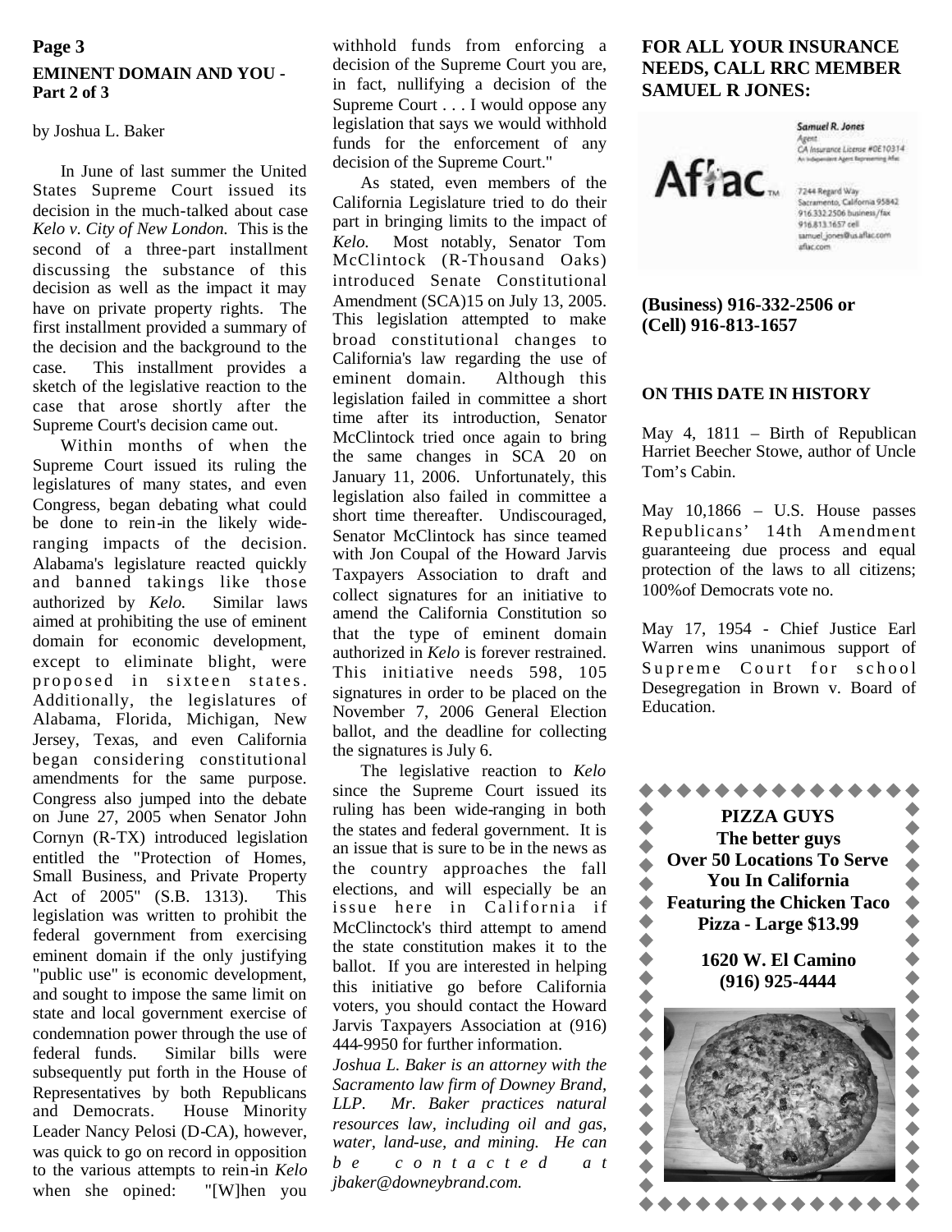## EMINENT DOMAIN AND YOU - Part 2 of 3

by Joshua L. Baker

In June of last summer the United States Supreme Court issued its decision in the much-talked about case *Kelo v. City of New London.* This is the second of a three-part installment discussing the substance of this decision as well as the impact it may have on private property rights. The first installment provided a summary of the decision and the background to the case. This installment provides a sketch of the legislative reaction to the case that arose shortly after the Supreme Court's decision came out.

Within months of when the Supreme Court issued its ruling the legislatures of many states, and even Congress, began debating what could be done to rein-in the likely wide-ranging impacts of the decision. Alabama's legislature reacted quickly and banned takings like those authorized by *Kelo.* Similar laws aimed at prohibiting the use of eminent domain for economic development, except to eliminate blight, were proposed in sixteen states. Additionally, the legislatures of Alabama, Florida, Michigan, New Jersey, Texas, and even California began considering constitutional amendments for the same purpose. Congress also jumped into the debate on June 27, 2005 when Senator John Cornyn (R-TX) introduced legislation entitled the "Protection of Homes, Small Business, and Private Property Act of 2005" (S.B. 1313). This legislation was written to prohibit the federal government from exercising eminent domain if the only justifying "public use" is economic development, and sought to impose the same limit on state and local government exercise of condemnation power through the use of federal funds. Similar bills were subsequently put forth in the House of Representatives by both Republicans and Democrats. House Minority Leader Nancy Pelosi (D-CA), however, was quick to go on record in opposition to the various attempts to rein-in *Kelo* when she opined: "[W]hen you withhold funds from enforcing a decision of the Supreme Court you are, in fact, nullifying a decision of the Supreme Court . . . I would oppose any legislation that says we would withhold funds for the enforcement of any decision of the Supreme Court."

As stated, even members of the California Legislature tried to do their part in bringing limits to the impact of *Kelo.* Most notably, Senator Tom McClintock (R-Thousand Oaks) introduced Senate Constitutional Amendment (SCA)15 on July 13, 2005. This legislation attempted to make broad constitutional changes to California's law regarding the use of eminent domain. Although this legislation failed in committee a short time after its introduction, Senator McClintock tried once again to bring the same changes in SCA 20 on January 11, 2006. Unfortunately, this legislation also failed in committee a short time thereafter. Undiscouraged, Senator McClintock has since teamed with Jon Coupal of the Howard Jarvis Taxpayers Association to draft and collect signatures for an initiative to amend the California Constitution so that the type of eminent domain authorized in *Kelo* is forever restrained. This initiative needs 598, 105 signatures in order to be placed on the November 7, 2006 General Election ballot, and the deadline for collecting the signatures is July 6.

The legislative reaction to *Kelo* since the Supreme Court issued its ruling has been wide-ranging in both the states and federal government. It is an issue that is sure to be in the news as the country approaches the fall elections, and will especially be an issue here in California if McClinctock's third attempt to amend the state constitution makes it to the ballot. If you are interested in helping this initiative go before California voters, you should contact the Howard Jarvis Taxpayers Association at (916) 444-9950 for further information.

*Joshua L. Baker is an attorney with the Sacramento law firm of Downey Brand, LLP. Mr. Baker practices natural resources law, including oil and gas, water, land-use, and mining. He can be contacted at jbaker@downeybrand.com.*

**FOR ALL YOUR INSURANCE NEEDS, CALL RRC MEMBER SAMUEL R JONES:**

Aflac

Samuel R. Jones
Agent
CA Insurance License #0E10314
An Independent Agent Representing Aflac

7244 Regard Way
Sacramento, California 95842
916.332.2506 business/fax
916.813.1657 cell
samuel_jones@us.aflac.com
aflac.com

**(Business) 916-332-2506 or (Cell) 916-813-1657**

**ON THIS DATE IN HISTORY**

May 4, 1811 – Birth of Republican Harriet Beecher Stowe, author of Uncle Tom's Cabin.

May 10,1866 – U.S. House passes Republicans' 14th Amendment guaranteeing due process and equal protection of the laws to all citizens; 100%of Democrats vote no.

May 17, 1954 - Chief Justice Earl Warren wins unanimous support of Supreme Court for school Desegregation in Brown v. Board of Education.

**PIZZA GUYS**
**The better guys**
**Over 50 Locations To Serve You In California**
**Featuring the Chicken Taco Pizza - Large $13.99**

**1620 W. El Camino**
**(916) 925-4444**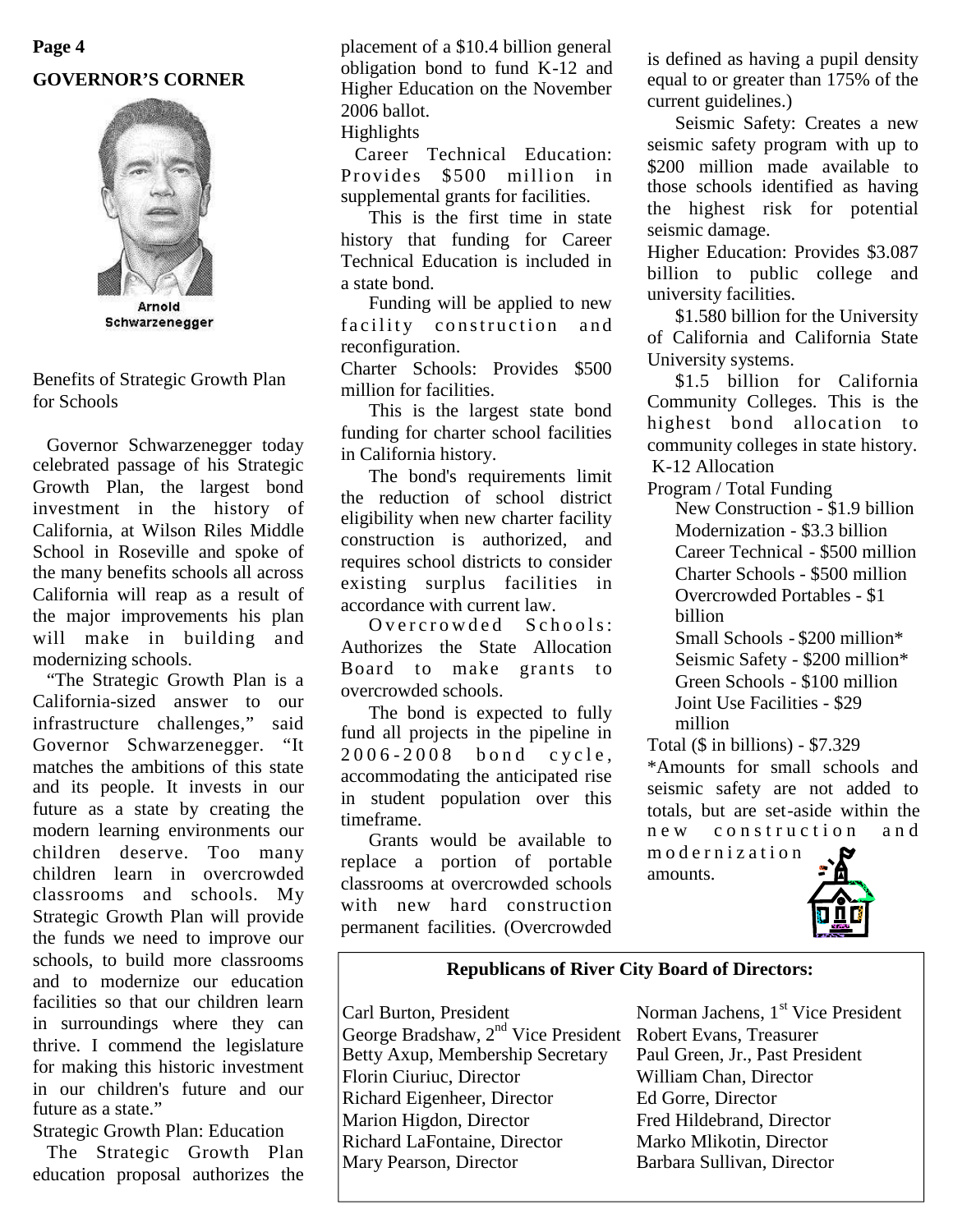## GOVERNOR'S CORNER

Arnold Schwarzenegger

Benefits of Strategic Growth Plan for Schools

Governor Schwarzenegger today celebrated passage of his Strategic Growth Plan, the largest bond investment in the history of California, at Wilson Riles Middle School in Roseville and spoke of the many benefits schools all across California will reap as a result of the major improvements his plan will make in building and modernizing schools.

"The Strategic Growth Plan is a California-sized answer to our infrastructure challenges," said Governor Schwarzenegger. "It matches the ambitions of this state and its people. It invests in our future as a state by creating the modern learning environments our children deserve. Too many children learn in overcrowded classrooms and schools. My Strategic Growth Plan will provide the funds we need to improve our schools, to build more classrooms and to modernize our education facilities so that our children learn in surroundings where they can thrive. I commend the legislature for making this historic investment in our children's future and our future as a state."

Strategic Growth Plan: Education

The Strategic Growth Plan education proposal authorizes the placement of a $10.4 billion general obligation bond to fund K-12 and Higher Education on the November 2006 ballot.

Highlights

Career Technical Education: Provides $500 million in supplemental grants for facilities.

This is the first time in state history that funding for Career Technical Education is included in a state bond.

Funding will be applied to new facility construction and reconfiguration.

Charter Schools: Provides $500 million for facilities.

This is the largest state bond funding for charter school facilities in California history.

The bond's requirements limit the reduction of school district eligibility when new charter facility construction is authorized, and requires school districts to consider existing surplus facilities in accordance with current law.

Overcrowded Schools: Authorizes the State Allocation Board to make grants to overcrowded schools.

The bond is expected to fully fund all projects in the pipeline in 2006-2008 bond cycle, accommodating the anticipated rise in student population over this timeframe.

Grants would be available to replace a portion of portable classrooms at overcrowded schools with new hard construction permanent facilities. (Overcrowded is defined as having a pupil density equal to or greater than 175% of the current guidelines.)

Seismic Safety: Creates a new seismic safety program with up to $200 million made available to those schools identified as having the highest risk for potential seismic damage.

Higher Education: Provides $3.087 billion to public college and university facilities.

$1.580 billion for the University of California and California State University systems.

$1.5 billion for California Community Colleges. This is the highest bond allocation to community colleges in state history.

K-12 Allocation

Program / Total Funding

- New Construction - $1.9 billion
- Modernization - $3.3 billion
- Career Technical - $500 million
- Charter Schools - $500 million
- Overcrowded Portables - $1 billion
- Small Schools - $200 million*
- Seismic Safety - $200 million*
- Green Schools - $100 million
- Joint Use Facilities - $29 million

Total ($ in billions) - $7.329

*Amounts for small schools and seismic safety are not added to totals, but are set-aside within the new construction and modernization amounts.

**Republicans of River City Board of Directors:**

Carl Burton, President
Norman Jachens, 1st Vice President
George Bradshaw, 2nd Vice President
Robert Evans, Treasurer
Betty Axup, Membership Secretary
Paul Green, Jr., Past President
Florin Ciuriuc, Director
William Chan, Director
Richard Eigenheer, Director
Ed Gorre, Director
Marion Higdon, Director
Fred Hildebrand, Director
Richard LaFontaine, Director
Marko Mlikotin, Director
Mary Pearson, Director
Barbara Sullivan, Director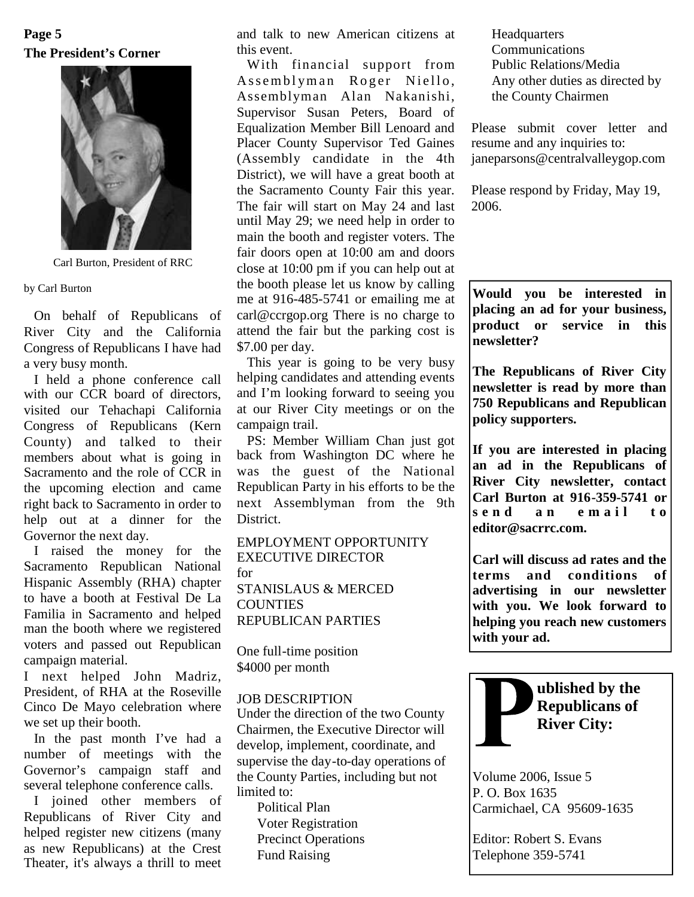## The President's Corner

Carl Burton, President of RRC

by Carl Burton

On behalf of Republicans of River City and the California Congress of Republicans I have had a very busy month.

I held a phone conference call with our CCR board of directors, visited our Tehachapi California Congress of Republicans (Kern County) and talked to their members about what is going in Sacramento and the role of CCR in the upcoming election and came right back to Sacramento in order to help out at a dinner for the Governor the next day.

I raised the money for the Sacramento Republican National Hispanic Assembly (RHA) chapter to have a booth at Festival De La Familia in Sacramento and helped man the booth where we registered voters and passed out Republican campaign material.

I next helped John Madriz, President, of RHA at the Roseville Cinco De Mayo celebration where we set up their booth.

In the past month I've had a number of meetings with the Governor's campaign staff and several telephone conference calls.

I joined other members of Republicans of River City and helped register new citizens (many as new Republicans) at the Crest Theater, it's always a thrill to meet and talk to new American citizens at this event.

With financial support from Assemblyman Roger Niello, Assemblyman Alan Nakanishi, Supervisor Susan Peters, Board of Equalization Member Bill Lenoard and Placer County Supervisor Ted Gaines (Assembly candidate in the 4th District), we will have a great booth at the Sacramento County Fair this year. The fair will start on May 24 and last until May 29; we need help in order to main the booth and register voters. The fair doors open at 10:00 am and doors close at 10:00 pm if you can help out at the booth please let us know by calling me at 916-485-5741 or emailing me at carl@ccrgop.org There is no charge to attend the fair but the parking cost is $7.00 per day.

This year is going to be very busy helping candidates and attending events and I'm looking forward to seeing you at our River City meetings or on the campaign trail.

PS: Member William Chan just got back from Washington DC where he was the guest of the National Republican Party in his efforts to be the next Assemblyman from the 9th District.

EMPLOYMENT OPPORTUNITY
EXECUTIVE DIRECTOR
for
STANISLAUS & MERCED COUNTIES
REPUBLICAN PARTIES

One full-time position
$4000 per month

JOB DESCRIPTION
Under the direction of the two County Chairmen, the Executive Director will develop, implement, coordinate, and supervise the day-to-day operations of the County Parties, including but not limited to:

- Political Plan
- Voter Registration
- Precinct Operations
- Fund Raising
- Headquarters
- Communications
- Public Relations/Media
- Any other duties as directed by the County Chairmen

Please submit cover letter and resume and any inquiries to: janeparsons@centralvalleygop.com

Please respond by Friday, May 19, 2006.

**Would you be interested in placing an ad for your business, product or service in this newsletter?**

**The Republicans of River City newsletter is read by more than 750 Republicans and Republican policy supporters.**

**If you are interested in placing an ad in the Republicans of River City newsletter, contact Carl Burton at 916-359-5741 or send an email to editor@sacrrc.com.**

**Carl will discuss ad rates and the terms and conditions of advertising in our newsletter with you. We look forward to helping you reach new customers with your ad.**

**Published by the Republicans of River City:**

Volume 2006, Issue 5
P. O. Box 1635
Carmichael, CA 95609-1635

Editor: Robert S. Evans
Telephone 359-5741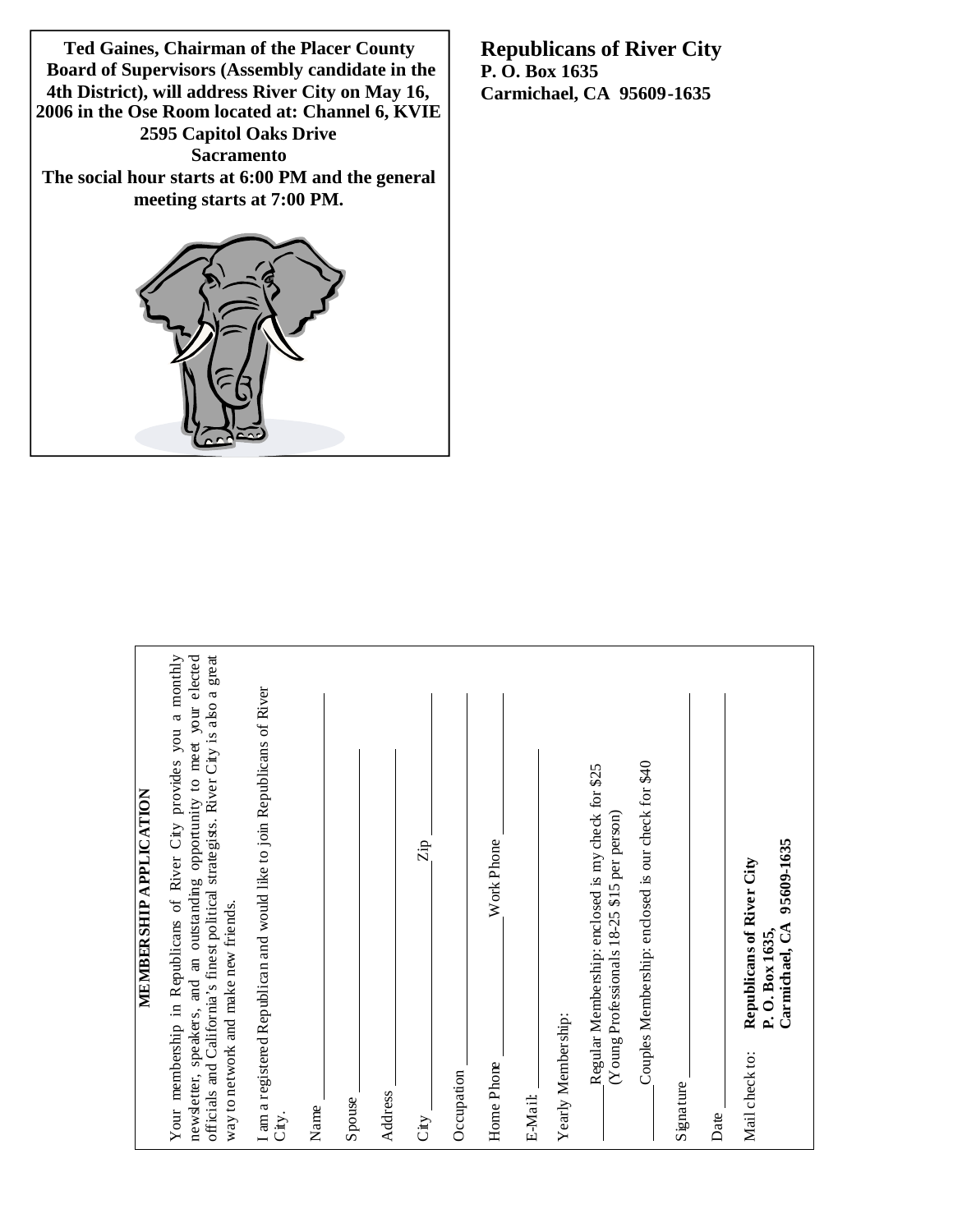**Ted Gaines, Chairman of the Placer County Board of Supervisors (Assembly candidate in the 4th District), will address River City on May 16, 2006 in the Ose Room located at: Channel 6, KVIE**
**2595 Capitol Oaks Drive**
**Sacramento**
**The social hour starts at 6:00 PM and the general meeting starts at 7:00 PM.**

**Republicans of River City**
**P. O. Box 1635**
**Carmichael, CA 95609-1635**

## MEMBERSHIP APPLICATION

Your membership in Republicans of River City provides you a monthly newsletter, speakers, and an outstanding opportunity to meet your elected officials and California's finest political strategists. River City is also a great way to network and make new friends.

I am a registered Republican and would like to join Republicans of River City.

Name ____________________

Spouse ____________________

Address ____________________

City ____________ Zip ____________

Occupation ____________________

Home Phone ____________ Work Phone ____________

E-Mail: ____________________

Yearly Membership:

_____ Regular Membership: enclosed is my check for $25 (Young Professionals 18-25 $15 per person)

_____ Couples Membership: enclosed is our check for $40

Signature ____________________

Date ____________________

Mail check to: **Republicans of River City**
**P. O. Box 1635,**
**Carmichael, CA 95609-1635**